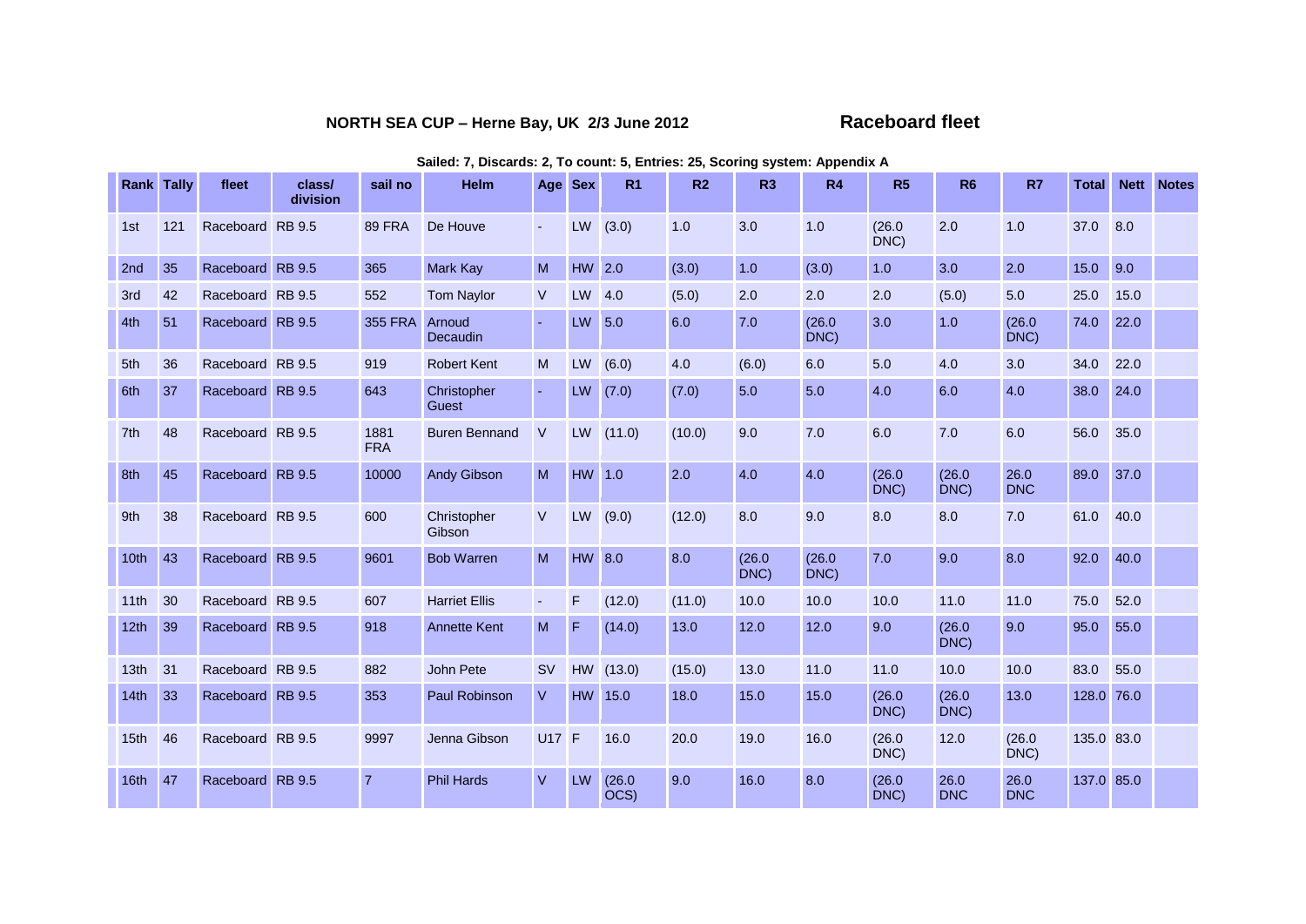**NORTH SEA CUP – Herne Bay, UK 2/3 June 2012** **Raceboard fleet**

**Sailed: 7, Discards: 2, To count: 5, Entries: 25, Scoring system: Appendix A**

| Rank | Tally | fleet | class/ division | sail no | Helm | Age | Sex | R1 | R2 | R3 | R4 | R5 | R6 | R7 | Total | Nett | Notes |
|---|---|---|---|---|---|---|---|---|---|---|---|---|---|---|---|---|---|
| 1st | 121 | Raceboard | RB 9.5 | 89 FRA | De Houve | - | LW | (3.0) | 1.0 | 3.0 | 1.0 | (26.0 DNC) | 2.0 | 1.0 | 37.0 | 8.0 | |
| 2nd | 35 | Raceboard | RB 9.5 | 365 | Mark Kay | M | HW | 2.0 | (3.0) | 1.0 | (3.0) | 1.0 | 3.0 | 2.0 | 15.0 | 9.0 | |
| 3rd | 42 | Raceboard | RB 9.5 | 552 | Tom Naylor | V | LW | 4.0 | (5.0) | 2.0 | 2.0 | 2.0 | (5.0) | 5.0 | 25.0 | 15.0 | |
| 4th | 51 | Raceboard | RB 9.5 | 355 FRA | Arnoud Decaudin | - | LW | 5.0 | 6.0 | 7.0 | (26.0 DNC) | 3.0 | 1.0 | (26.0 DNC) | 74.0 | 22.0 | |
| 5th | 36 | Raceboard | RB 9.5 | 919 | Robert Kent | M | LW | (6.0) | 4.0 | (6.0) | 6.0 | 5.0 | 4.0 | 3.0 | 34.0 | 22.0 | |
| 6th | 37 | Raceboard | RB 9.5 | 643 | Christopher Guest | - | LW | (7.0) | (7.0) | 5.0 | 5.0 | 4.0 | 6.0 | 4.0 | 38.0 | 24.0 | |
| 7th | 48 | Raceboard | RB 9.5 | 1881 FRA | Buren Bennand | V | LW | (11.0) | (10.0) | 9.0 | 7.0 | 6.0 | 7.0 | 6.0 | 56.0 | 35.0 | |
| 8th | 45 | Raceboard | RB 9.5 | 10000 | Andy Gibson | M | HW | 1.0 | 2.0 | 4.0 | 4.0 | (26.0 DNC) | (26.0 DNC) | 26.0 DNC | 89.0 | 37.0 | |
| 9th | 38 | Raceboard | RB 9.5 | 600 | Christopher Gibson | V | LW | (9.0) | (12.0) | 8.0 | 9.0 | 8.0 | 8.0 | 7.0 | 61.0 | 40.0 | |
| 10th | 43 | Raceboard | RB 9.5 | 9601 | Bob Warren | M | HW | 8.0 | 8.0 | (26.0 DNC) | (26.0 DNC) | 7.0 | 9.0 | 8.0 | 92.0 | 40.0 | |
| 11th | 30 | Raceboard | RB 9.5 | 607 | Harriet Ellis | - | F | (12.0) | (11.0) | 10.0 | 10.0 | 10.0 | 11.0 | 11.0 | 75.0 | 52.0 | |
| 12th | 39 | Raceboard | RB 9.5 | 918 | Annette Kent | M | F | (14.0) | 13.0 | 12.0 | 12.0 | 9.0 | (26.0 DNC) | 9.0 | 95.0 | 55.0 | |
| 13th | 31 | Raceboard | RB 9.5 | 882 | John Pete | SV | HW | (13.0) | (15.0) | 13.0 | 11.0 | 11.0 | 10.0 | 10.0 | 83.0 | 55.0 | |
| 14th | 33 | Raceboard | RB 9.5 | 353 | Paul Robinson | V | HW | 15.0 | 18.0 | 15.0 | 15.0 | (26.0 DNC) | (26.0 DNC) | 13.0 | 128.0 | 76.0 | |
| 15th | 46 | Raceboard | RB 9.5 | 9997 | Jenna Gibson | U17 | F | 16.0 | 20.0 | 19.0 | 16.0 | (26.0 DNC) | 12.0 | (26.0 DNC) | 135.0 | 83.0 | |
| 16th | 47 | Raceboard | RB 9.5 | 7 | Phil Hards | V | LW | (26.0 OCS) | 9.0 | 16.0 | 8.0 | (26.0 DNC) | 26.0 DNC | 26.0 DNC | 137.0 | 85.0 | |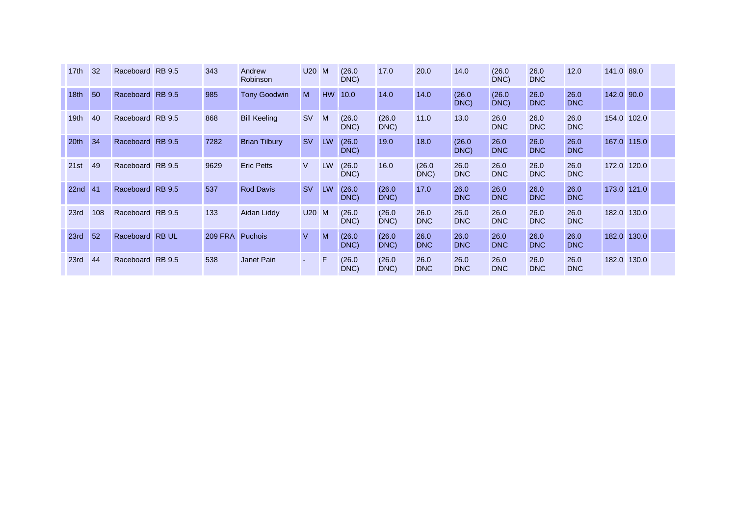| | | | | | | | | | | | | | | | | | | |
|---|---|---|---|---|---|---|---|---|---|---|---|---|---|---|---|---|---|---|
| 17th | 32 | Raceboard | RB 9.5 | 343 | Andrew Robinson | U20 | M | (26.0 DNC) | 17.0 | 20.0 | 14.0 | (26.0 DNC) | 26.0 DNC | 12.0 | 141.0 | 89.0 | |
| 18th | 50 | Raceboard | RB 9.5 | 985 | Tony Goodwin | M | HW | 10.0 | 14.0 | 14.0 | (26.0 DNC) | (26.0 DNC) | 26.0 DNC | 26.0 DNC | 142.0 | 90.0 | |
| 19th | 40 | Raceboard | RB 9.5 | 868 | Bill Keeling | SV | M | (26.0 DNC) | (26.0 DNC) | 11.0 | 13.0 | 26.0 DNC | 26.0 DNC | 26.0 DNC | 154.0 | 102.0 | |
| 20th | 34 | Raceboard | RB 9.5 | 7282 | Brian Tilbury | SV | LW | (26.0 DNC) | 19.0 | 18.0 | (26.0 DNC) | 26.0 DNC | 26.0 DNC | 26.0 DNC | 167.0 | 115.0 | |
| 21st | 49 | Raceboard | RB 9.5 | 9629 | Eric Petts | V | LW | (26.0 DNC) | 16.0 | (26.0 DNC) | 26.0 DNC | 26.0 DNC | 26.0 DNC | 26.0 DNC | 172.0 | 120.0 | |
| 22nd | 41 | Raceboard | RB 9.5 | 537 | Rod Davis | SV | LW | (26.0 DNC) | (26.0 DNC) | 17.0 | 26.0 DNC | 26.0 DNC | 26.0 DNC | 26.0 DNC | 173.0 | 121.0 | |
| 23rd | 108 | Raceboard | RB 9.5 | 133 | Aidan Liddy | U20 | M | (26.0 DNC) | (26.0 DNC) | 26.0 DNC | 26.0 DNC | 26.0 DNC | 26.0 DNC | 26.0 DNC | 182.0 | 130.0 | |
| 23rd | 52 | Raceboard | RB UL | 209 FRA | Puchois | V | M | (26.0 DNC) | (26.0 DNC) | 26.0 DNC | 26.0 DNC | 26.0 DNC | 26.0 DNC | 26.0 DNC | 182.0 | 130.0 | |
| 23rd | 44 | Raceboard | RB 9.5 | 538 | Janet Pain | - | F | (26.0 DNC) | (26.0 DNC) | 26.0 DNC | 26.0 DNC | 26.0 DNC | 26.0 DNC | 26.0 DNC | 182.0 | 130.0 | |